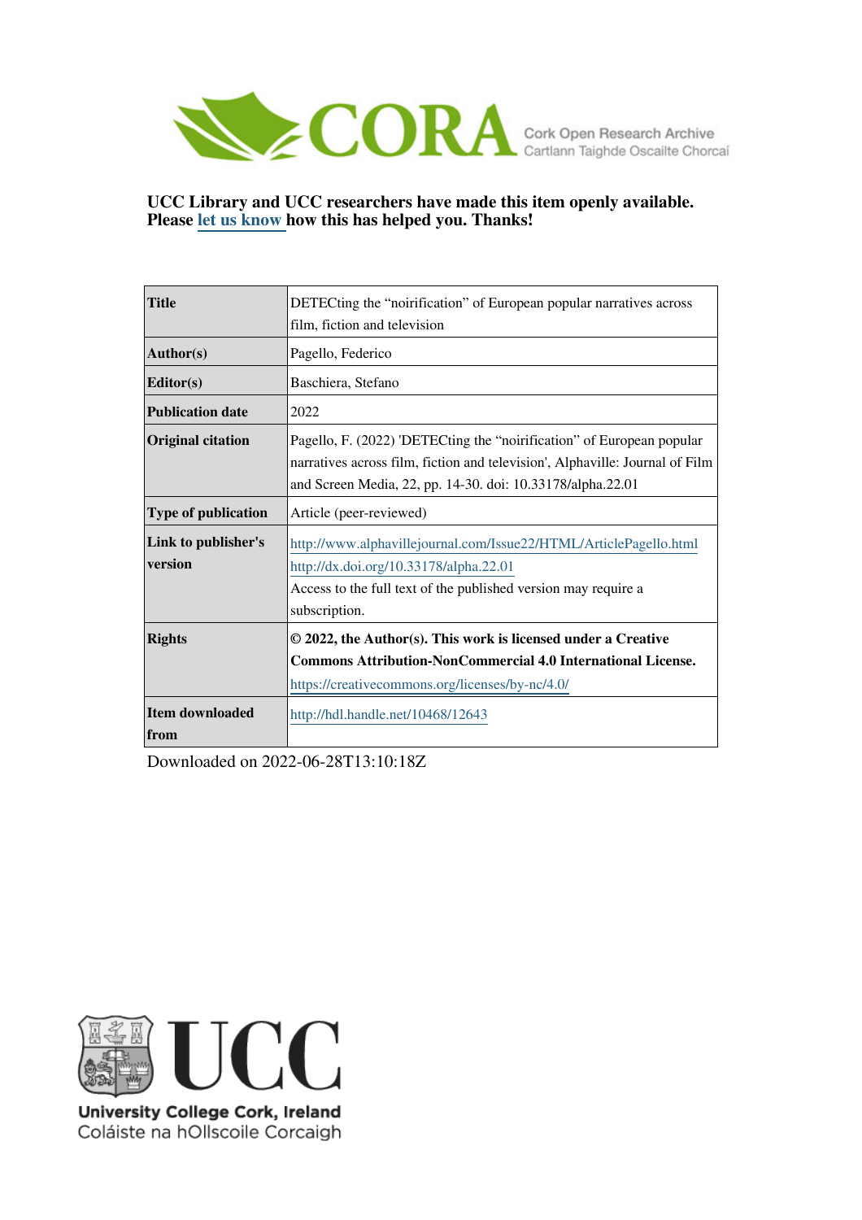CORA Cork Open Research Archive
Cartlann Taighde Oscailte Chorcaí

**UCC Library and UCC researchers have made this item openly available. Please let us know how this has helped you. Thanks!**

| | |
|---|---|
| **Title** | DETECting the "noirification" of European popular narratives across film, fiction and television |
| **Author(s)** | Pagello, Federico |
| **Editor(s)** | Baschiera, Stefano |
| **Publication date** | 2022 |
| **Original citation** | Pagello, F. (2022) 'DETECting the "noirification" of European popular narratives across film, fiction and television', Alphaville: Journal of Film and Screen Media, 22, pp. 14-30. doi: 10.33178/alpha.22.01 |
| **Type of publication** | Article (peer-reviewed) |
| **Link to publisher's version** | http://www.alphavillejournal.com/Issue22/HTML/ArticlePagello.html<br>http://dx.doi.org/10.33178/alpha.22.01<br>Access to the full text of the published version may require a subscription. |
| **Rights** | **© 2022, the Author(s). This work is licensed under a Creative Commons Attribution-NonCommercial 4.0 International License.**<br>https://creativecommons.org/licenses/by-nc/4.0/ |
| **Item downloaded from** | http://hdl.handle.net/10468/12643 |

Downloaded on 2022-06-28T13:10:18Z

University College Cork, Ireland
Coláiste na hOllscoile Corcaigh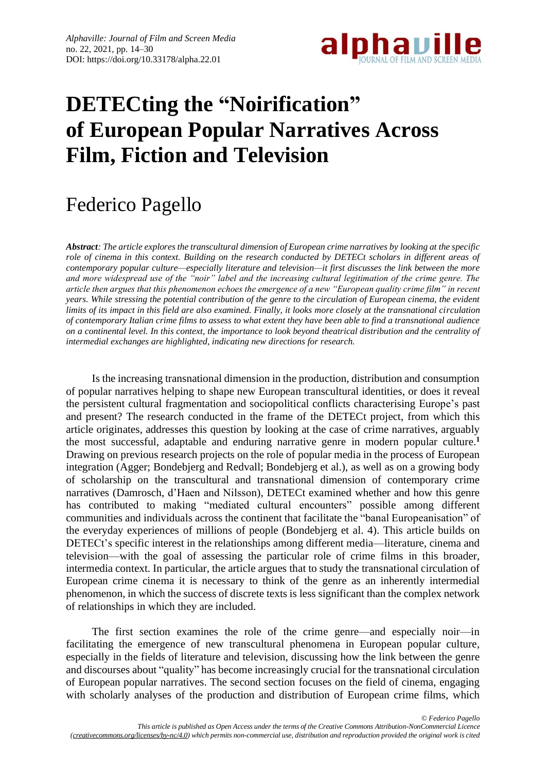# DETECting the "Noirification" of European Popular Narratives Across Film, Fiction and Television

Federico Pagello

***Abstract**: The article explores the transcultural dimension of European crime narratives by looking at the specific role of cinema in this context. Building on the research conducted by DETECt scholars in different areas of contemporary popular culture—especially literature and television—it first discusses the link between the more and more widespread use of the "noir" label and the increasing cultural legitimation of the crime genre. The article then argues that this phenomenon echoes the emergence of a new "European quality crime film" in recent years. While stressing the potential contribution of the genre to the circulation of European cinema, the evident limits of its impact in this field are also examined. Finally, it looks more closely at the transnational circulation of contemporary Italian crime films to assess to what extent they have been able to find a transnational audience on a continental level. In this context, the importance to look beyond theatrical distribution and the centrality of intermedial exchanges are highlighted, indicating new directions for research.*

Is the increasing transnational dimension in the production, distribution and consumption of popular narratives helping to shape new European transcultural identities, or does it reveal the persistent cultural fragmentation and sociopolitical conflicts characterising Europe's past and present? The research conducted in the frame of the DETECt project, from which this article originates, addresses this question by looking at the case of crime narratives, arguably the most successful, adaptable and enduring narrative genre in modern popular culture.[1] Drawing on previous research projects on the role of popular media in the process of European integration (Agger; Bondebjerg and Redvall; Bondebjerg et al.), as well as on a growing body of scholarship on the transcultural and transnational dimension of contemporary crime narratives (Damrosch, d'Haen and Nilsson), DETECt examined whether and how this genre has contributed to making "mediated cultural encounters" possible among different communities and individuals across the continent that facilitate the "banal Europeanisation" of the everyday experiences of millions of people (Bondebjerg et al. 4). This article builds on DETECt's specific interest in the relationships among different media—literature, cinema and television—with the goal of assessing the particular role of crime films in this broader, intermedia context. In particular, the article argues that to study the transnational circulation of European crime cinema it is necessary to think of the genre as an inherently intermedial phenomenon, in which the success of discrete texts is less significant than the complex network of relationships in which they are included.

The first section examines the role of the crime genre—and especially noir—in facilitating the emergence of new transcultural phenomena in European popular culture, especially in the fields of literature and television, discussing how the link between the genre and discourses about "quality" has become increasingly crucial for the transnational circulation of European popular narratives. The second section focuses on the field of cinema, engaging with scholarly analyses of the production and distribution of European crime films, which

*© Federico Pagello*
*This article is published as Open Access under the terms of the Creative Commons Attribution-NonCommercial Licence (creativecommons.org/licenses/by-nc/4.0) which permits non-commercial use, distribution and reproduction provided the original work is cited*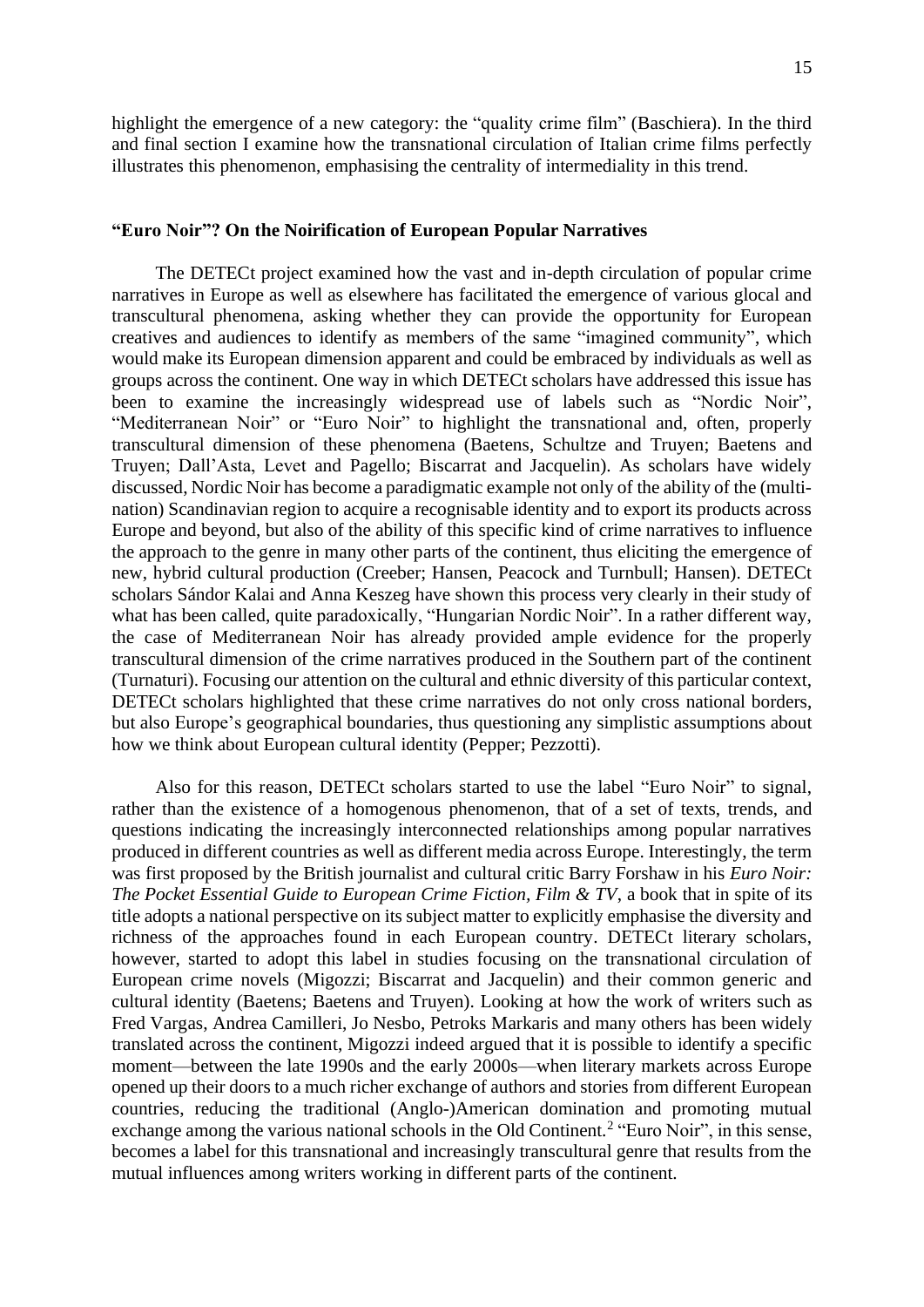highlight the emergence of a new category: the "quality crime film" (Baschiera). In the third and final section I examine how the transnational circulation of Italian crime films perfectly illustrates this phenomenon, emphasising the centrality of intermediality in this trend.

## "Euro Noir"? On the Noirification of European Popular Narratives

The DETECt project examined how the vast and in-depth circulation of popular crime narratives in Europe as well as elsewhere has facilitated the emergence of various glocal and transcultural phenomena, asking whether they can provide the opportunity for European creatives and audiences to identify as members of the same "imagined community", which would make its European dimension apparent and could be embraced by individuals as well as groups across the continent. One way in which DETECt scholars have addressed this issue has been to examine the increasingly widespread use of labels such as "Nordic Noir", "Mediterranean Noir" or "Euro Noir" to highlight the transnational and, often, properly transcultural dimension of these phenomena (Baetens, Schultze and Truyen; Baetens and Truyen; Dall'Asta, Levet and Pagello; Biscarrat and Jacquelin). As scholars have widely discussed, Nordic Noir has become a paradigmatic example not only of the ability of the (multi-nation) Scandinavian region to acquire a recognisable identity and to export its products across Europe and beyond, but also of the ability of this specific kind of crime narratives to influence the approach to the genre in many other parts of the continent, thus eliciting the emergence of new, hybrid cultural production (Creeber; Hansen, Peacock and Turnbull; Hansen). DETECt scholars Sándor Kalai and Anna Keszeg have shown this process very clearly in their study of what has been called, quite paradoxically, "Hungarian Nordic Noir". In a rather different way, the case of Mediterranean Noir has already provided ample evidence for the properly transcultural dimension of the crime narratives produced in the Southern part of the continent (Turnaturi). Focusing our attention on the cultural and ethnic diversity of this particular context, DETECt scholars highlighted that these crime narratives do not only cross national borders, but also Europe's geographical boundaries, thus questioning any simplistic assumptions about how we think about European cultural identity (Pepper; Pezzotti).

Also for this reason, DETECt scholars started to use the label "Euro Noir" to signal, rather than the existence of a homogenous phenomenon, that of a set of texts, trends, and questions indicating the increasingly interconnected relationships among popular narratives produced in different countries as well as different media across Europe. Interestingly, the term was first proposed by the British journalist and cultural critic Barry Forshaw in his *Euro Noir: The Pocket Essential Guide to European Crime Fiction, Film & TV*, a book that in spite of its title adopts a national perspective on its subject matter to explicitly emphasise the diversity and richness of the approaches found in each European country. DETECt literary scholars, however, started to adopt this label in studies focusing on the transnational circulation of European crime novels (Migozzi; Biscarrat and Jacquelin) and their common generic and cultural identity (Baetens; Baetens and Truyen). Looking at how the work of writers such as Fred Vargas, Andrea Camilleri, Jo Nesbo, Petroks Markaris and many others has been widely translated across the continent, Migozzi indeed argued that it is possible to identify a specific moment—between the late 1990s and the early 2000s—when literary markets across Europe opened up their doors to a much richer exchange of authors and stories from different European countries, reducing the traditional (Anglo-)American domination and promoting mutual exchange among the various national schools in the Old Continent.[2] "Euro Noir", in this sense, becomes a label for this transnational and increasingly transcultural genre that results from the mutual influences among writers working in different parts of the continent.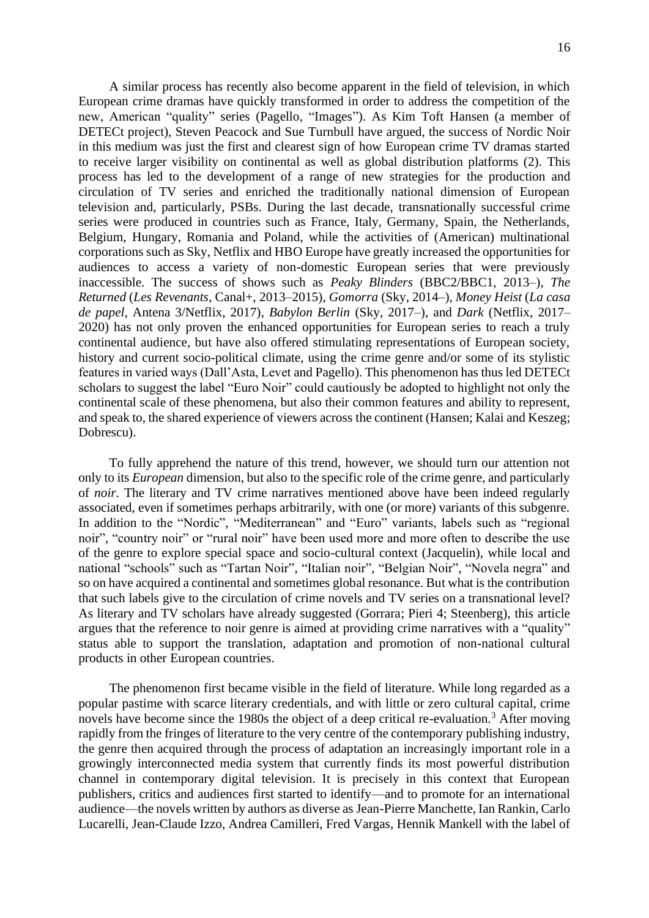A similar process has recently also become apparent in the field of television, in which European crime dramas have quickly transformed in order to address the competition of the new, American "quality" series (Pagello, "Images"). As Kim Toft Hansen (a member of DETECt project), Steven Peacock and Sue Turnbull have argued, the success of Nordic Noir in this medium was just the first and clearest sign of how European crime TV dramas started to receive larger visibility on continental as well as global distribution platforms (2). This process has led to the development of a range of new strategies for the production and circulation of TV series and enriched the traditionally national dimension of European television and, particularly, PSBs. During the last decade, transnationally successful crime series were produced in countries such as France, Italy, Germany, Spain, the Netherlands, Belgium, Hungary, Romania and Poland, while the activities of (American) multinational corporations such as Sky, Netflix and HBO Europe have greatly increased the opportunities for audiences to access a variety of non-domestic European series that were previously inaccessible. The success of shows such as *Peaky Blinders* (BBC2/BBC1, 2013–), *The Returned* (*Les Revenants*, Canal+, 2013–2015), *Gomorra* (Sky, 2014–), *Money Heist* (*La casa de papel*, Antena 3/Netflix, 2017), *Babylon Berlin* (Sky, 2017–), and *Dark* (Netflix, 2017–2020) has not only proven the enhanced opportunities for European series to reach a truly continental audience, but have also offered stimulating representations of European society, history and current socio-political climate, using the crime genre and/or some of its stylistic features in varied ways (Dall'Asta, Levet and Pagello). This phenomenon has thus led DETECt scholars to suggest the label "Euro Noir" could cautiously be adopted to highlight not only the continental scale of these phenomena, but also their common features and ability to represent, and speak to, the shared experience of viewers across the continent (Hansen; Kalai and Keszeg; Dobrescu).

To fully apprehend the nature of this trend, however, we should turn our attention not only to its *European* dimension, but also to the specific role of the crime genre, and particularly of *noir*. The literary and TV crime narratives mentioned above have been indeed regularly associated, even if sometimes perhaps arbitrarily, with one (or more) variants of this subgenre. In addition to the "Nordic", "Mediterranean" and "Euro" variants, labels such as "regional noir", "country noir" or "rural noir" have been used more and more often to describe the use of the genre to explore special space and socio-cultural context (Jacquelin), while local and national "schools" such as "Tartan Noir", "Italian noir", "Belgian Noir", "Novela negra" and so on have acquired a continental and sometimes global resonance. But what is the contribution that such labels give to the circulation of crime novels and TV series on a transnational level? As literary and TV scholars have already suggested (Gorrara; Pieri 4; Steenberg), this article argues that the reference to noir genre is aimed at providing crime narratives with a "quality" status able to support the translation, adaptation and promotion of non-national cultural products in other European countries.

The phenomenon first became visible in the field of literature. While long regarded as a popular pastime with scarce literary credentials, and with little or zero cultural capital, crime novels have become since the 1980s the object of a deep critical re-evaluation.[3] After moving rapidly from the fringes of literature to the very centre of the contemporary publishing industry, the genre then acquired through the process of adaptation an increasingly important role in a growingly interconnected media system that currently finds its most powerful distribution channel in contemporary digital television. It is precisely in this context that European publishers, critics and audiences first started to identify—and to promote for an international audience—the novels written by authors as diverse as Jean-Pierre Manchette, Ian Rankin, Carlo Lucarelli, Jean-Claude Izzo, Andrea Camilleri, Fred Vargas, Hennik Mankell with the label of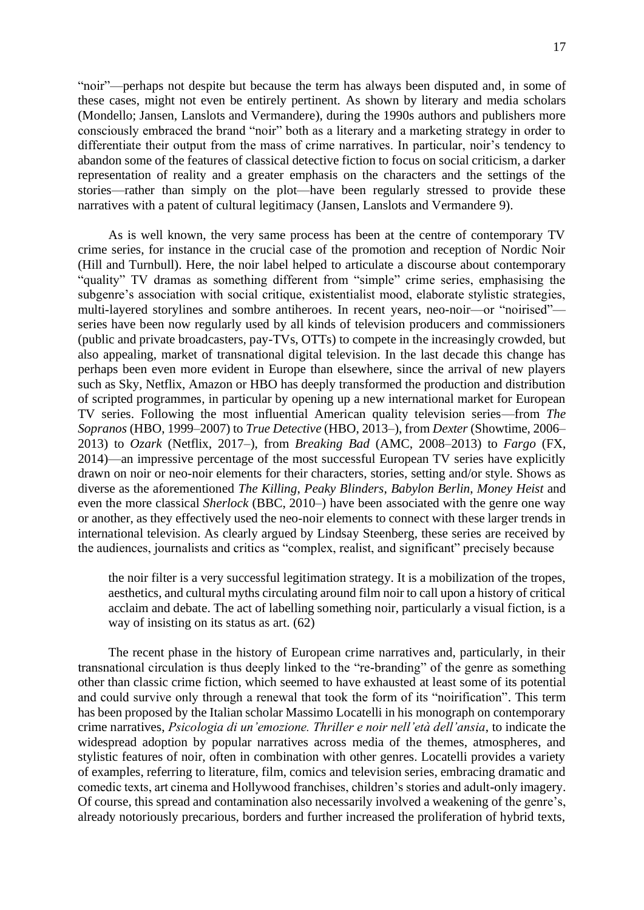"noir"—perhaps not despite but because the term has always been disputed and, in some of these cases, might not even be entirely pertinent. As shown by literary and media scholars (Mondello; Jansen, Lanslots and Vermandere), during the 1990s authors and publishers more consciously embraced the brand "noir" both as a literary and a marketing strategy in order to differentiate their output from the mass of crime narratives. In particular, noir's tendency to abandon some of the features of classical detective fiction to focus on social criticism, a darker representation of reality and a greater emphasis on the characters and the settings of the stories—rather than simply on the plot—have been regularly stressed to provide these narratives with a patent of cultural legitimacy (Jansen, Lanslots and Vermandere 9).

As is well known, the very same process has been at the centre of contemporary TV crime series, for instance in the crucial case of the promotion and reception of Nordic Noir (Hill and Turnbull). Here, the noir label helped to articulate a discourse about contemporary "quality" TV dramas as something different from "simple" crime series, emphasising the subgenre's association with social critique, existentialist mood, elaborate stylistic strategies, multi-layered storylines and sombre antiheroes. In recent years, neo-noir—or "noirised"—series have been now regularly used by all kinds of television producers and commissioners (public and private broadcasters, pay-TVs, OTTs) to compete in the increasingly crowded, but also appealing, market of transnational digital television. In the last decade this change has perhaps been even more evident in Europe than elsewhere, since the arrival of new players such as Sky, Netflix, Amazon or HBO has deeply transformed the production and distribution of scripted programmes, in particular by opening up a new international market for European TV series. Following the most influential American quality television series—from *The Sopranos* (HBO, 1999–2007) to *True Detective* (HBO, 2013–), from *Dexter* (Showtime, 2006–2013) to *Ozark* (Netflix, 2017–), from *Breaking Bad* (AMC, 2008–2013) to *Fargo* (FX, 2014)—an impressive percentage of the most successful European TV series have explicitly drawn on noir or neo-noir elements for their characters, stories, setting and/or style. Shows as diverse as the aforementioned *The Killing*, *Peaky Blinders*, *Babylon Berlin*, *Money Heist* and even the more classical *Sherlock* (BBC, 2010–) have been associated with the genre one way or another, as they effectively used the neo-noir elements to connect with these larger trends in international television. As clearly argued by Lindsay Steenberg, these series are received by the audiences, journalists and critics as "complex, realist, and significant" precisely because

> the noir filter is a very successful legitimation strategy. It is a mobilization of the tropes, aesthetics, and cultural myths circulating around film noir to call upon a history of critical acclaim and debate. The act of labelling something noir, particularly a visual fiction, is a way of insisting on its status as art. (62)

The recent phase in the history of European crime narratives and, particularly, in their transnational circulation is thus deeply linked to the "re-branding" of the genre as something other than classic crime fiction, which seemed to have exhausted at least some of its potential and could survive only through a renewal that took the form of its "noirification". This term has been proposed by the Italian scholar Massimo Locatelli in his monograph on contemporary crime narratives, *Psicologia di un'emozione. Thriller e noir nell'età dell'ansia*, to indicate the widespread adoption by popular narratives across media of the themes, atmospheres, and stylistic features of noir, often in combination with other genres. Locatelli provides a variety of examples, referring to literature, film, comics and television series, embracing dramatic and comedic texts, art cinema and Hollywood franchises, children's stories and adult-only imagery. Of course, this spread and contamination also necessarily involved a weakening of the genre's, already notoriously precarious, borders and further increased the proliferation of hybrid texts,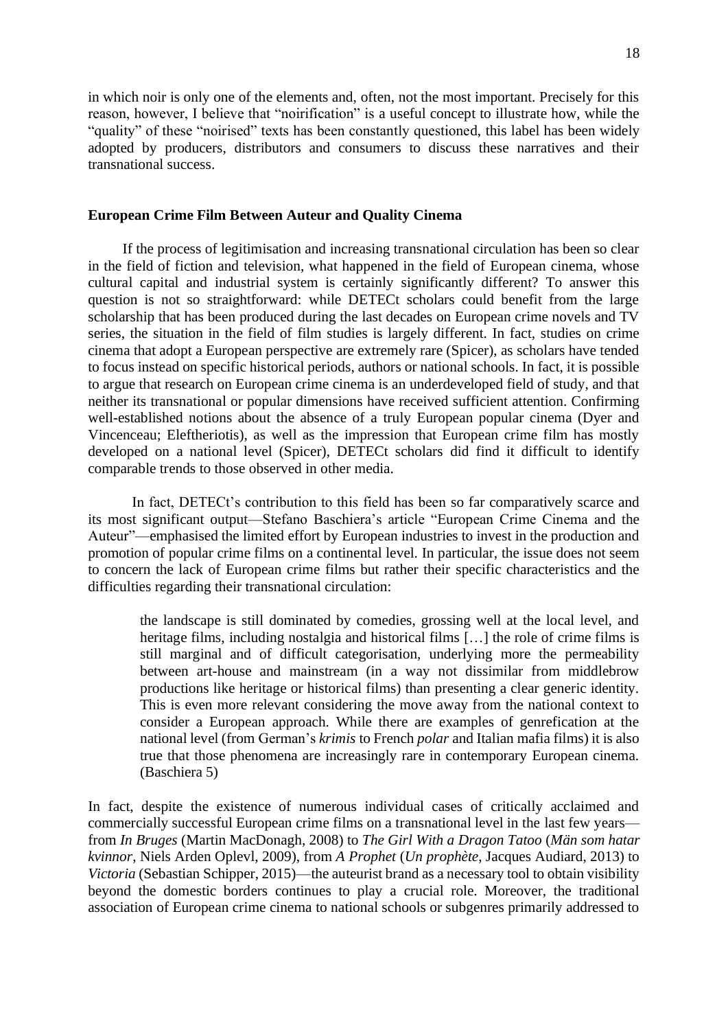in which noir is only one of the elements and, often, not the most important. Precisely for this reason, however, I believe that "noirification" is a useful concept to illustrate how, while the "quality" of these "noirised" texts has been constantly questioned, this label has been widely adopted by producers, distributors and consumers to discuss these narratives and their transnational success.

## European Crime Film Between Auteur and Quality Cinema

If the process of legitimisation and increasing transnational circulation has been so clear in the field of fiction and television, what happened in the field of European cinema, whose cultural capital and industrial system is certainly significantly different? To answer this question is not so straightforward: while DETECt scholars could benefit from the large scholarship that has been produced during the last decades on European crime novels and TV series, the situation in the field of film studies is largely different. In fact, studies on crime cinema that adopt a European perspective are extremely rare (Spicer), as scholars have tended to focus instead on specific historical periods, authors or national schools. In fact, it is possible to argue that research on European crime cinema is an underdeveloped field of study, and that neither its transnational or popular dimensions have received sufficient attention. Confirming well-established notions about the absence of a truly European popular cinema (Dyer and Vincenceau; Eleftheriotis), as well as the impression that European crime film has mostly developed on a national level (Spicer), DETECt scholars did find it difficult to identify comparable trends to those observed in other media.

In fact, DETECt's contribution to this field has been so far comparatively scarce and its most significant output—Stefano Baschiera's article "European Crime Cinema and the Auteur"—emphasised the limited effort by European industries to invest in the production and promotion of popular crime films on a continental level. In particular, the issue does not seem to concern the lack of European crime films but rather their specific characteristics and the difficulties regarding their transnational circulation:

> the landscape is still dominated by comedies, grossing well at the local level, and heritage films, including nostalgia and historical films […] the role of crime films is still marginal and of difficult categorisation, underlying more the permeability between art-house and mainstream (in a way not dissimilar from middlebrow productions like heritage or historical films) than presenting a clear generic identity. This is even more relevant considering the move away from the national context to consider a European approach. While there are examples of genrefication at the national level (from German's *krimis* to French *polar* and Italian mafia films) it is also true that those phenomena are increasingly rare in contemporary European cinema. (Baschiera 5)

In fact, despite the existence of numerous individual cases of critically acclaimed and commercially successful European crime films on a transnational level in the last few years—from *In Bruges* (Martin MacDonagh, 2008) to *The Girl With a Dragon Tatoo* (*Män som hatar kvinnor*, Niels Arden Oplevl, 2009), from *A Prophet* (*Un prophète*, Jacques Audiard, 2013) to *Victoria* (Sebastian Schipper, 2015)—the auteurist brand as a necessary tool to obtain visibility beyond the domestic borders continues to play a crucial role. Moreover, the traditional association of European crime cinema to national schools or subgenres primarily addressed to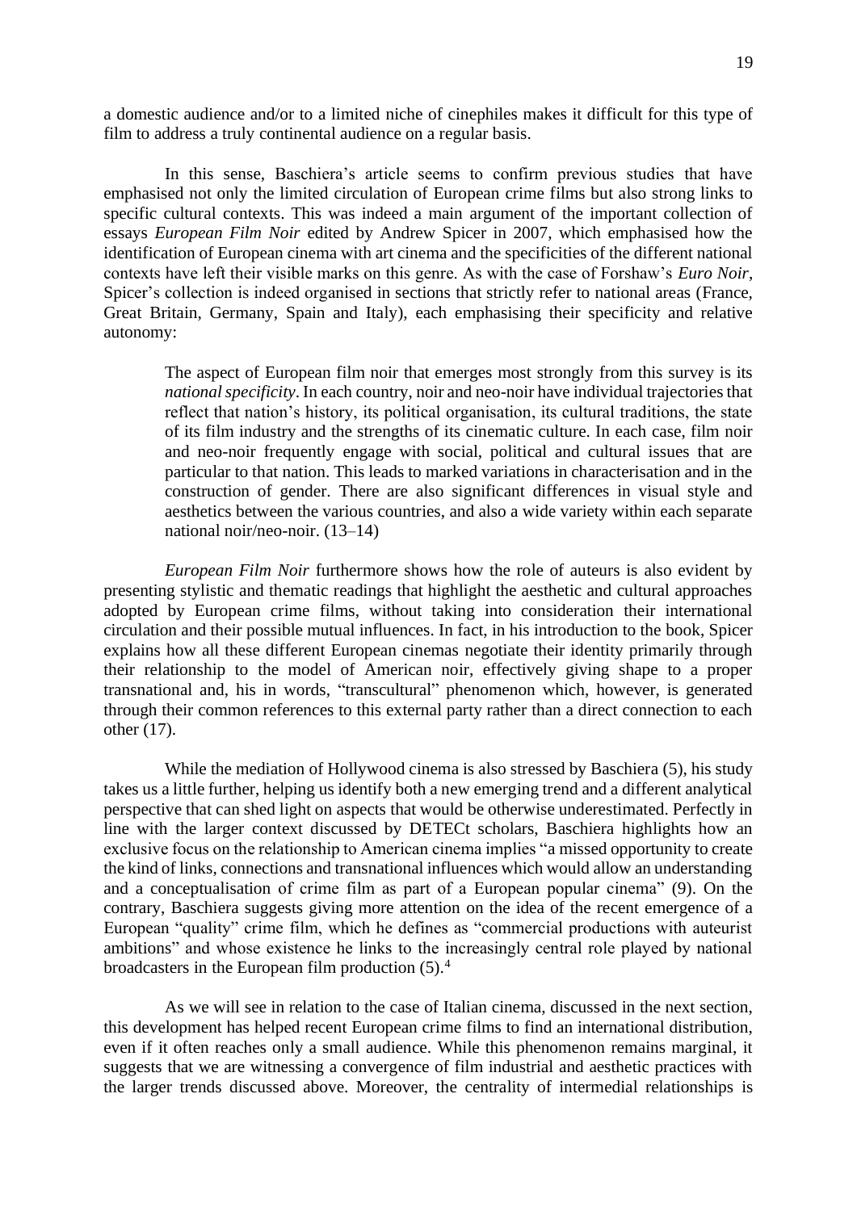a domestic audience and/or to a limited niche of cinephiles makes it difficult for this type of film to address a truly continental audience on a regular basis.

In this sense, Baschiera's article seems to confirm previous studies that have emphasised not only the limited circulation of European crime films but also strong links to specific cultural contexts. This was indeed a main argument of the important collection of essays *European Film Noir* edited by Andrew Spicer in 2007, which emphasised how the identification of European cinema with art cinema and the specificities of the different national contexts have left their visible marks on this genre. As with the case of Forshaw's *Euro Noir*, Spicer's collection is indeed organised in sections that strictly refer to national areas (France, Great Britain, Germany, Spain and Italy), each emphasising their specificity and relative autonomy:

> The aspect of European film noir that emerges most strongly from this survey is its *national specificity*. In each country, noir and neo-noir have individual trajectories that reflect that nation's history, its political organisation, its cultural traditions, the state of its film industry and the strengths of its cinematic culture. In each case, film noir and neo-noir frequently engage with social, political and cultural issues that are particular to that nation. This leads to marked variations in characterisation and in the construction of gender. There are also significant differences in visual style and aesthetics between the various countries, and also a wide variety within each separate national noir/neo-noir. (13–14)

*European Film Noir* furthermore shows how the role of auteurs is also evident by presenting stylistic and thematic readings that highlight the aesthetic and cultural approaches adopted by European crime films, without taking into consideration their international circulation and their possible mutual influences. In fact, in his introduction to the book, Spicer explains how all these different European cinemas negotiate their identity primarily through their relationship to the model of American noir, effectively giving shape to a proper transnational and, his in words, "transcultural" phenomenon which, however, is generated through their common references to this external party rather than a direct connection to each other (17).

While the mediation of Hollywood cinema is also stressed by Baschiera (5), his study takes us a little further, helping us identify both a new emerging trend and a different analytical perspective that can shed light on aspects that would be otherwise underestimated. Perfectly in line with the larger context discussed by DETECt scholars, Baschiera highlights how an exclusive focus on the relationship to American cinema implies "a missed opportunity to create the kind of links, connections and transnational influences which would allow an understanding and a conceptualisation of crime film as part of a European popular cinema" (9). On the contrary, Baschiera suggests giving more attention on the idea of the recent emergence of a European "quality" crime film, which he defines as "commercial productions with auteurist ambitions" and whose existence he links to the increasingly central role played by national broadcasters in the European film production (5).[4]

As we will see in relation to the case of Italian cinema, discussed in the next section, this development has helped recent European crime films to find an international distribution, even if it often reaches only a small audience. While this phenomenon remains marginal, it suggests that we are witnessing a convergence of film industrial and aesthetic practices with the larger trends discussed above. Moreover, the centrality of intermedial relationships is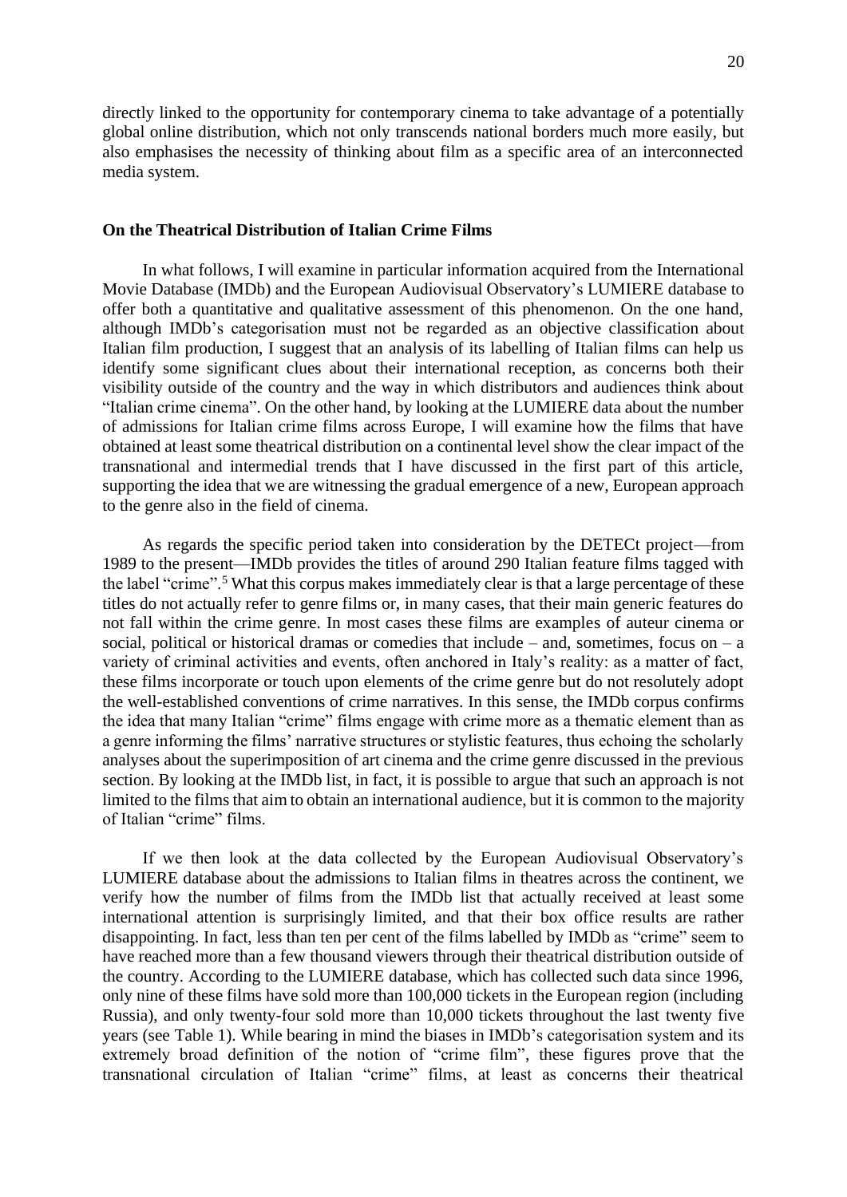directly linked to the opportunity for contemporary cinema to take advantage of a potentially global online distribution, which not only transcends national borders much more easily, but also emphasises the necessity of thinking about film as a specific area of an interconnected media system.

### On the Theatrical Distribution of Italian Crime Films

In what follows, I will examine in particular information acquired from the International Movie Database (IMDb) and the European Audiovisual Observatory's LUMIERE database to offer both a quantitative and qualitative assessment of this phenomenon. On the one hand, although IMDb's categorisation must not be regarded as an objective classification about Italian film production, I suggest that an analysis of its labelling of Italian films can help us identify some significant clues about their international reception, as concerns both their visibility outside of the country and the way in which distributors and audiences think about "Italian crime cinema". On the other hand, by looking at the LUMIERE data about the number of admissions for Italian crime films across Europe, I will examine how the films that have obtained at least some theatrical distribution on a continental level show the clear impact of the transnational and intermedial trends that I have discussed in the first part of this article, supporting the idea that we are witnessing the gradual emergence of a new, European approach to the genre also in the field of cinema.

As regards the specific period taken into consideration by the DETECt project—from 1989 to the present—IMDb provides the titles of around 290 Italian feature films tagged with the label "crime".[5] What this corpus makes immediately clear is that a large percentage of these titles do not actually refer to genre films or, in many cases, that their main generic features do not fall within the crime genre. In most cases these films are examples of auteur cinema or social, political or historical dramas or comedies that include – and, sometimes, focus on – a variety of criminal activities and events, often anchored in Italy's reality: as a matter of fact, these films incorporate or touch upon elements of the crime genre but do not resolutely adopt the well-established conventions of crime narratives. In this sense, the IMDb corpus confirms the idea that many Italian "crime" films engage with crime more as a thematic element than as a genre informing the films' narrative structures or stylistic features, thus echoing the scholarly analyses about the superimposition of art cinema and the crime genre discussed in the previous section. By looking at the IMDb list, in fact, it is possible to argue that such an approach is not limited to the films that aim to obtain an international audience, but it is common to the majority of Italian "crime" films.

If we then look at the data collected by the European Audiovisual Observatory's LUMIERE database about the admissions to Italian films in theatres across the continent, we verify how the number of films from the IMDb list that actually received at least some international attention is surprisingly limited, and that their box office results are rather disappointing. In fact, less than ten per cent of the films labelled by IMDb as "crime" seem to have reached more than a few thousand viewers through their theatrical distribution outside of the country. According to the LUMIERE database, which has collected such data since 1996, only nine of these films have sold more than 100,000 tickets in the European region (including Russia), and only twenty-four sold more than 10,000 tickets throughout the last twenty five years (see Table 1). While bearing in mind the biases in IMDb's categorisation system and its extremely broad definition of the notion of "crime film", these figures prove that the transnational circulation of Italian "crime" films, at least as concerns their theatrical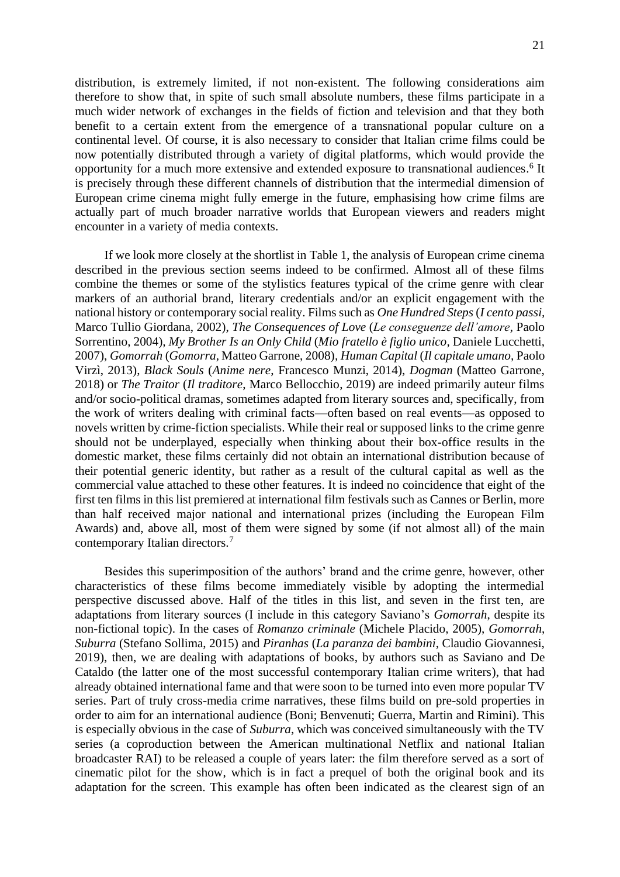distribution, is extremely limited, if not non-existent. The following considerations aim therefore to show that, in spite of such small absolute numbers, these films participate in a much wider network of exchanges in the fields of fiction and television and that they both benefit to a certain extent from the emergence of a transnational popular culture on a continental level. Of course, it is also necessary to consider that Italian crime films could be now potentially distributed through a variety of digital platforms, which would provide the opportunity for a much more extensive and extended exposure to transnational audiences.[6] It is precisely through these different channels of distribution that the intermedial dimension of European crime cinema might fully emerge in the future, emphasising how crime films are actually part of much broader narrative worlds that European viewers and readers might encounter in a variety of media contexts.

If we look more closely at the shortlist in Table 1, the analysis of European crime cinema described in the previous section seems indeed to be confirmed. Almost all of these films combine the themes or some of the stylistics features typical of the crime genre with clear markers of an authorial brand, literary credentials and/or an explicit engagement with the national history or contemporary social reality. Films such as *One Hundred Steps* (*I cento passi*, Marco Tullio Giordana, 2002), *The Consequences of Love* (*Le conseguenze dell'amore*, Paolo Sorrentino, 2004), *My Brother Is an Only Child* (*Mio fratello è figlio unico*, Daniele Lucchetti, 2007), *Gomorrah* (*Gomorra*, Matteo Garrone, 2008), *Human Capital* (*Il capitale umano*, Paolo Virzì, 2013), *Black Souls* (*Anime nere*, Francesco Munzi, 2014), *Dogman* (Matteo Garrone, 2018) or *The Traitor* (*Il traditore*, Marco Bellocchio, 2019) are indeed primarily auteur films and/or socio-political dramas, sometimes adapted from literary sources and, specifically, from the work of writers dealing with criminal facts—often based on real events—as opposed to novels written by crime-fiction specialists. While their real or supposed links to the crime genre should not be underplayed, especially when thinking about their box-office results in the domestic market, these films certainly did not obtain an international distribution because of their potential generic identity, but rather as a result of the cultural capital as well as the commercial value attached to these other features. It is indeed no coincidence that eight of the first ten films in this list premiered at international film festivals such as Cannes or Berlin, more than half received major national and international prizes (including the European Film Awards) and, above all, most of them were signed by some (if not almost all) of the main contemporary Italian directors.[7]

Besides this superimposition of the authors' brand and the crime genre, however, other characteristics of these films become immediately visible by adopting the intermedial perspective discussed above. Half of the titles in this list, and seven in the first ten, are adaptations from literary sources (I include in this category Saviano's *Gomorrah*, despite its non-fictional topic). In the cases of *Romanzo criminale* (Michele Placido, 2005), *Gomorrah*, *Suburra* (Stefano Sollima, 2015) and *Piranhas* (*La paranza dei bambini*, Claudio Giovannesi, 2019), then, we are dealing with adaptations of books, by authors such as Saviano and De Cataldo (the latter one of the most successful contemporary Italian crime writers), that had already obtained international fame and that were soon to be turned into even more popular TV series. Part of truly cross-media crime narratives, these films build on pre-sold properties in order to aim for an international audience (Boni; Benvenuti; Guerra, Martin and Rimini). This is especially obvious in the case of *Suburra*, which was conceived simultaneously with the TV series (a coproduction between the American multinational Netflix and national Italian broadcaster RAI) to be released a couple of years later: the film therefore served as a sort of cinematic pilot for the show, which is in fact a prequel of both the original book and its adaptation for the screen. This example has often been indicated as the clearest sign of an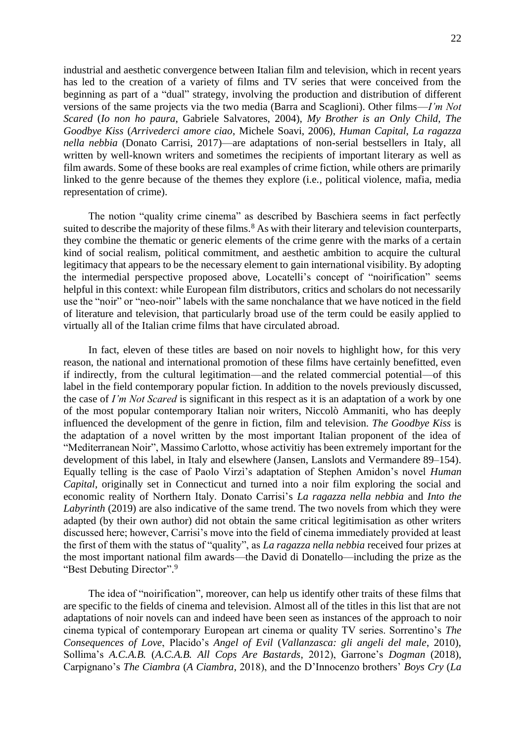industrial and aesthetic convergence between Italian film and television, which in recent years has led to the creation of a variety of films and TV series that were conceived from the beginning as part of a "dual" strategy, involving the production and distribution of different versions of the same projects via the two media (Barra and Scaglioni). Other films—*I'm Not Scared* (*Io non ho paura*, Gabriele Salvatores, 2004), *My Brother is an Only Child*, *The Goodbye Kiss* (*Arrivederci amore ciao*, Michele Soavi, 2006), *Human Capital*, *La ragazza nella nebbia* (Donato Carrisi, 2017)—are adaptations of non-serial bestsellers in Italy, all written by well-known writers and sometimes the recipients of important literary as well as film awards. Some of these books are real examples of crime fiction, while others are primarily linked to the genre because of the themes they explore (i.e., political violence, mafia, media representation of crime).

The notion "quality crime cinema" as described by Baschiera seems in fact perfectly suited to describe the majority of these films.[8] As with their literary and television counterparts, they combine the thematic or generic elements of the crime genre with the marks of a certain kind of social realism, political commitment, and aesthetic ambition to acquire the cultural legitimacy that appears to be the necessary element to gain international visibility. By adopting the intermedial perspective proposed above, Locatelli's concept of "noirification" seems helpful in this context: while European film distributors, critics and scholars do not necessarily use the "noir" or "neo-noir" labels with the same nonchalance that we have noticed in the field of literature and television, that particularly broad use of the term could be easily applied to virtually all of the Italian crime films that have circulated abroad.

In fact, eleven of these titles are based on noir novels to highlight how, for this very reason, the national and international promotion of these films have certainly benefitted, even if indirectly, from the cultural legitimation—and the related commercial potential—of this label in the field contemporary popular fiction. In addition to the novels previously discussed, the case of *I'm Not Scared* is significant in this respect as it is an adaptation of a work by one of the most popular contemporary Italian noir writers, Niccolò Ammaniti, who has deeply influenced the development of the genre in fiction, film and television. *The Goodbye Kiss* is the adaptation of a novel written by the most important Italian proponent of the idea of "Mediterranean Noir", Massimo Carlotto, whose activitiy has been extremely important for the development of this label, in Italy and elsewhere (Jansen, Lanslots and Vermandere 89–154). Equally telling is the case of Paolo Virzì's adaptation of Stephen Amidon's novel *Human Capital*, originally set in Connecticut and turned into a noir film exploring the social and economic reality of Northern Italy. Donato Carrisi's *La ragazza nella nebbia* and *Into the Labyrinth* (2019) are also indicative of the same trend. The two novels from which they were adapted (by their own author) did not obtain the same critical legitimisation as other writers discussed here; however, Carrisi's move into the field of cinema immediately provided at least the first of them with the status of "quality", as *La ragazza nella nebbia* received four prizes at the most important national film awards—the David di Donatello—including the prize as the "Best Debuting Director".[9]

The idea of "noirification", moreover, can help us identify other traits of these films that are specific to the fields of cinema and television. Almost all of the titles in this list that are not adaptations of noir novels can and indeed have been seen as instances of the approach to noir cinema typical of contemporary European art cinema or quality TV series. Sorrentino's *The Consequences of Love*, Placido's *Angel of Evil* (*Vallanzasca: gli angeli del male*, 2010), Sollima's *A.C.A.B.* (*A.C.A.B. All Cops Are Bastards*, 2012), Garrone's *Dogman* (2018), Carpignano's *The Ciambra* (*A Ciambra*, 2018), and the D'Innocenzo brothers' *Boys Cry* (*La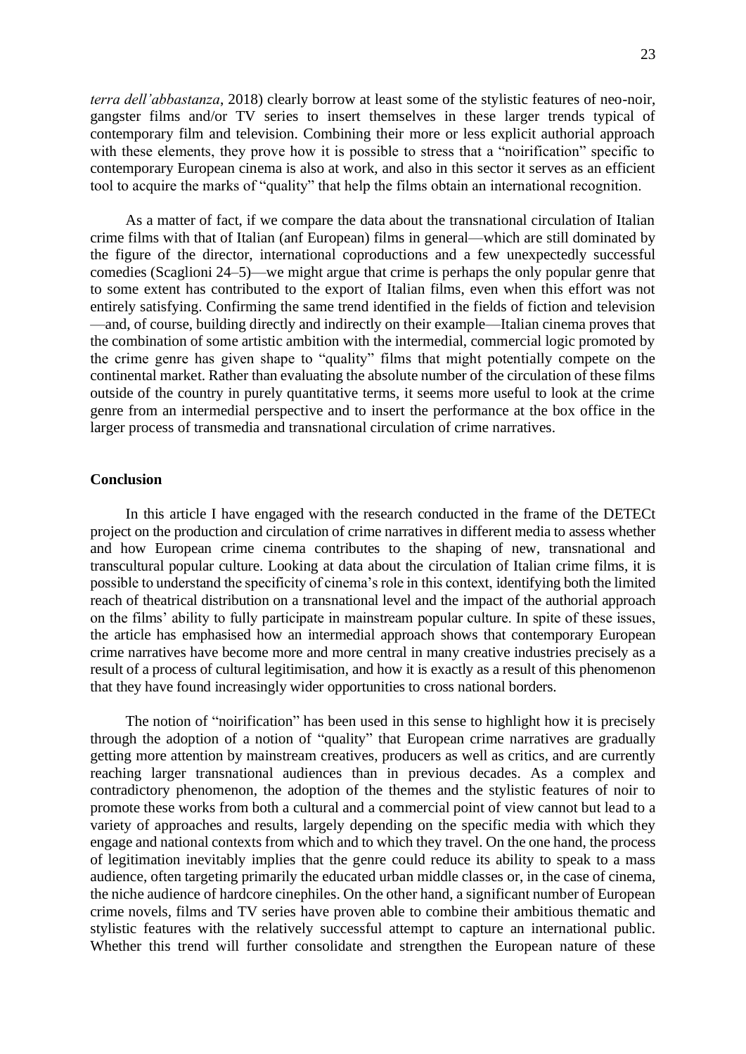*terra dell'abbastanza*, 2018) clearly borrow at least some of the stylistic features of neo-noir, gangster films and/or TV series to insert themselves in these larger trends typical of contemporary film and television. Combining their more or less explicit authorial approach with these elements, they prove how it is possible to stress that a "noirification" specific to contemporary European cinema is also at work, and also in this sector it serves as an efficient tool to acquire the marks of "quality" that help the films obtain an international recognition.

As a matter of fact, if we compare the data about the transnational circulation of Italian crime films with that of Italian (anf European) films in general—which are still dominated by the figure of the director, international coproductions and a few unexpectedly successful comedies (Scaglioni 24–5)—we might argue that crime is perhaps the only popular genre that to some extent has contributed to the export of Italian films, even when this effort was not entirely satisfying. Confirming the same trend identified in the fields of fiction and television —and, of course, building directly and indirectly on their example—Italian cinema proves that the combination of some artistic ambition with the intermedial, commercial logic promoted by the crime genre has given shape to "quality" films that might potentially compete on the continental market. Rather than evaluating the absolute number of the circulation of these films outside of the country in purely quantitative terms, it seems more useful to look at the crime genre from an intermedial perspective and to insert the performance at the box office in the larger process of transmedia and transnational circulation of crime narratives.

## Conclusion

In this article I have engaged with the research conducted in the frame of the DETECt project on the production and circulation of crime narratives in different media to assess whether and how European crime cinema contributes to the shaping of new, transnational and transcultural popular culture. Looking at data about the circulation of Italian crime films, it is possible to understand the specificity of cinema's role in this context, identifying both the limited reach of theatrical distribution on a transnational level and the impact of the authorial approach on the films' ability to fully participate in mainstream popular culture. In spite of these issues, the article has emphasised how an intermedial approach shows that contemporary European crime narratives have become more and more central in many creative industries precisely as a result of a process of cultural legitimisation, and how it is exactly as a result of this phenomenon that they have found increasingly wider opportunities to cross national borders.

The notion of "noirification" has been used in this sense to highlight how it is precisely through the adoption of a notion of "quality" that European crime narratives are gradually getting more attention by mainstream creatives, producers as well as critics, and are currently reaching larger transnational audiences than in previous decades. As a complex and contradictory phenomenon, the adoption of the themes and the stylistic features of noir to promote these works from both a cultural and a commercial point of view cannot but lead to a variety of approaches and results, largely depending on the specific media with which they engage and national contexts from which and to which they travel. On the one hand, the process of legitimation inevitably implies that the genre could reduce its ability to speak to a mass audience, often targeting primarily the educated urban middle classes or, in the case of cinema, the niche audience of hardcore cinephiles. On the other hand, a significant number of European crime novels, films and TV series have proven able to combine their ambitious thematic and stylistic features with the relatively successful attempt to capture an international public. Whether this trend will further consolidate and strengthen the European nature of these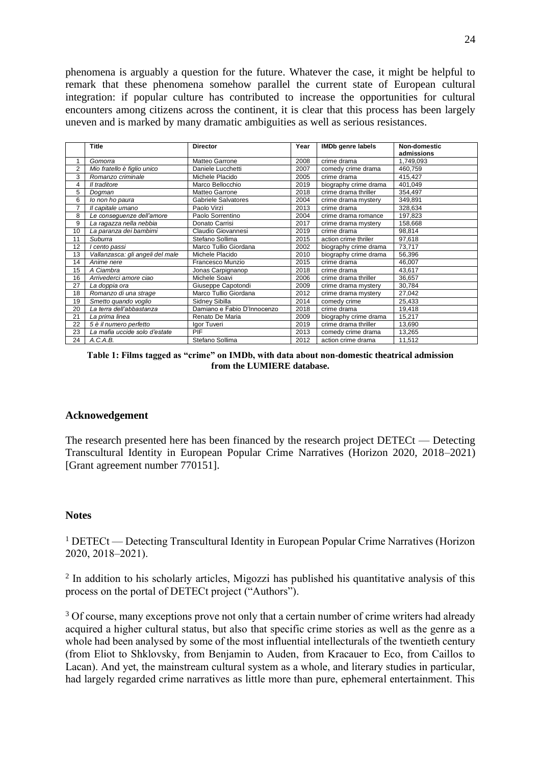phenomena is arguably a question for the future. Whatever the case, it might be helpful to remark that these phenomena somehow parallel the current state of European cultural integration: if popular culture has contributed to increase the opportunities for cultural encounters among citizens across the continent, it is clear that this process has been largely uneven and is marked by many dramatic ambiguities as well as serious resistances.

| | Title | Director | Year | IMDb genre labels | Non-domestic admissions |
|---|---|---|---|---|---|
| 1 | *Gomorra* | Matteo Garrone | 2008 | crime drama | 1,749,093 |
| 2 | *Mio fratello è figlio unico* | Daniele Lucchetti | 2007 | comedy crime drama | 460,759 |
| 3 | *Romanzo criminale* | Michele Placido | 2005 | crime drama | 415,427 |
| 4 | *Il traditore* | Marco Bellocchio | 2019 | biography crime drama | 401,049 |
| 5 | *Dogman* | Matteo Garrone | 2018 | crime drama thriller | 354,497 |
| 6 | *Io non ho paura* | Gabriele Salvatores | 2004 | crime drama mystery | 349,891 |
| 7 | *Il capitale umano* | Paolo Virzì | 2013 | crime drama | 328,634 |
| 8 | *Le conseguenze dell'amore* | Paolo Sorrentino | 2004 | crime drama romance | 197,823 |
| 9 | *La ragazza nella nebbia* | Donato Carrisi | 2017 | crime drama mystery | 158,668 |
| 10 | *La paranza dei bambini* | Claudio Giovannesi | 2019 | crime drama | 98,814 |
| 11 | *Suburra* | Stefano Sollima | 2015 | action crime thriler | 97,618 |
| 12 | *I cento passi* | Marco Tullio Giordana | 2002 | biography crime drama | 73,717 |
| 13 | *Vallanzasca: gli angeli del male* | Michele Placido | 2010 | biography crime drama | 56,396 |
| 14 | *Anime nere* | Francesco Munzio | 2015 | crime drama | 46,007 |
| 15 | *A Ciambra* | Jonas Carpignanop | 2018 | crime drama | 43,617 |
| 16 | *Arrivederci amore ciao* | Michele Soavi | 2006 | crime drama thriller | 36,657 |
| 27 | *La doppia ora* | Giuseppe Capotondi | 2009 | crime drama mystery | 30,784 |
| 18 | *Romanzo di una strage* | Marco Tullio Giordana | 2012 | crime drama mystery | 27,042 |
| 19 | *Smetto quando voglio* | Sidney Sibilla | 2014 | comedy crime | 25,433 |
| 20 | *La terra dell'abbastanza* | Damiano e Fabio D'Innocenzo | 2018 | crime drama | 19,418 |
| 21 | *La prima linea* | Renato De Maria | 2009 | biography crime drama | 15,217 |
| 22 | *5 è il numero perfetto* | Igor Tuveri | 2019 | crime drama thriller | 13,690 |
| 23 | *La mafia uccide solo d'estate* | PIF | 2013 | comedy crime drama | 13,265 |
| 24 | *A.C.A.B.* | Stefano Sollima | 2012 | action crime drama | 11,512 |

**Table 1: Films tagged as "crime" on IMDb, with data about non-domestic theatrical admission from the LUMIERE database.**

## Acknowedgement

The research presented here has been financed by the research project DETECt — Detecting Transcultural Identity in European Popular Crime Narratives (Horizon 2020, 2018–2021) [Grant agreement number 770151].

## Notes

[1] DETECt — Detecting Transcultural Identity in European Popular Crime Narratives (Horizon 2020, 2018–2021).

[2] In addition to his scholarly articles, Migozzi has published his quantitative analysis of this process on the portal of DETECt project ("Authors").

[3] Of course, many exceptions prove not only that a certain number of crime writers had already acquired a higher cultural status, but also that specific crime stories as well as the genre as a whole had been analysed by some of the most influential intellecturals of the twentieth century (from Eliot to Shklovsky, from Benjamin to Auden, from Kracauer to Eco, from Caillos to Lacan). And yet, the mainstream cultural system as a whole, and literary studies in particular, had largely regarded crime narratives as little more than pure, ephemeral entertainment. This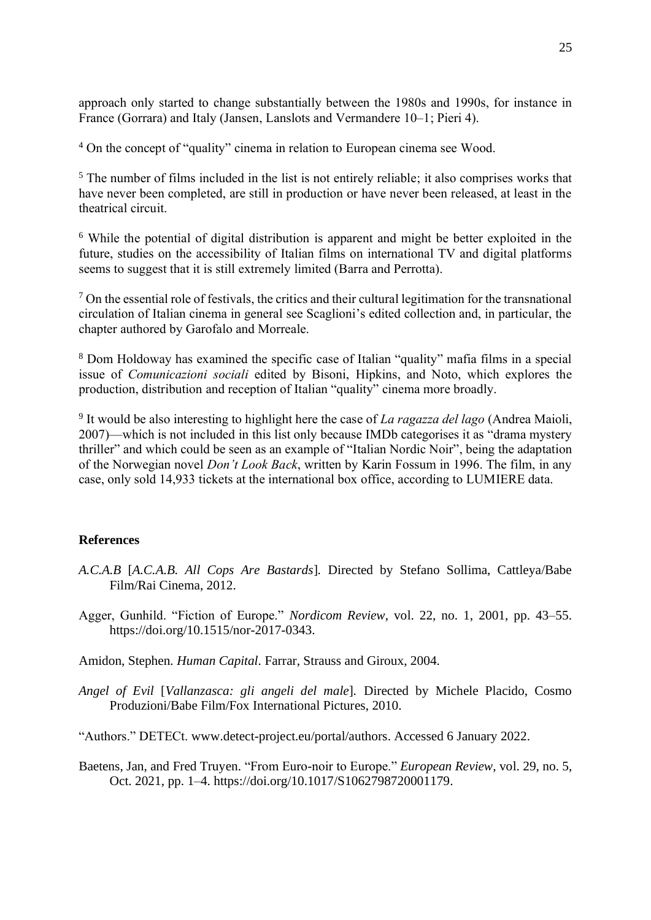approach only started to change substantially between the 1980s and 1990s, for instance in France (Gorrara) and Italy (Jansen, Lanslots and Vermandere 10–1; Pieri 4).

[4] On the concept of "quality" cinema in relation to European cinema see Wood.

[5] The number of films included in the list is not entirely reliable; it also comprises works that have never been completed, are still in production or have never been released, at least in the theatrical circuit.

[6] While the potential of digital distribution is apparent and might be better exploited in the future, studies on the accessibility of Italian films on international TV and digital platforms seems to suggest that it is still extremely limited (Barra and Perrotta).

[7] On the essential role of festivals, the critics and their cultural legitimation for the transnational circulation of Italian cinema in general see Scaglioni's edited collection and, in particular, the chapter authored by Garofalo and Morreale.

[8] Dom Holdoway has examined the specific case of Italian "quality" mafia films in a special issue of *Comunicazioni sociali* edited by Bisoni, Hipkins, and Noto, which explores the production, distribution and reception of Italian "quality" cinema more broadly.

[9] It would be also interesting to highlight here the case of *La ragazza del lago* (Andrea Maioli, 2007)—which is not included in this list only because IMDb categorises it as "drama mystery thriller" and which could be seen as an example of "Italian Nordic Noir", being the adaptation of the Norwegian novel *Don't Look Back*, written by Karin Fossum in 1996. The film, in any case, only sold 14,933 tickets at the international box office, according to LUMIERE data.

## References

*A.C.A.B* [*A.C.A.B. All Cops Are Bastards*]. Directed by Stefano Sollima, Cattleya/Babe Film/Rai Cinema, 2012.

Agger, Gunhild. "Fiction of Europe." *Nordicom Review*, vol. 22, no. 1, 2001, pp. 43–55. https://doi.org/10.1515/nor-2017-0343.

Amidon, Stephen. *Human Capital*. Farrar, Strauss and Giroux, 2004.

*Angel of Evil* [*Vallanzasca: gli angeli del male*]. Directed by Michele Placido, Cosmo Produzioni/Babe Film/Fox International Pictures, 2010.

"Authors." DETECt. www.detect-project.eu/portal/authors. Accessed 6 January 2022.

Baetens, Jan, and Fred Truyen. "From Euro-noir to Europe." *European Review*, vol. 29, no. 5, Oct. 2021, pp. 1–4. https://doi.org/10.1017/S1062798720001179.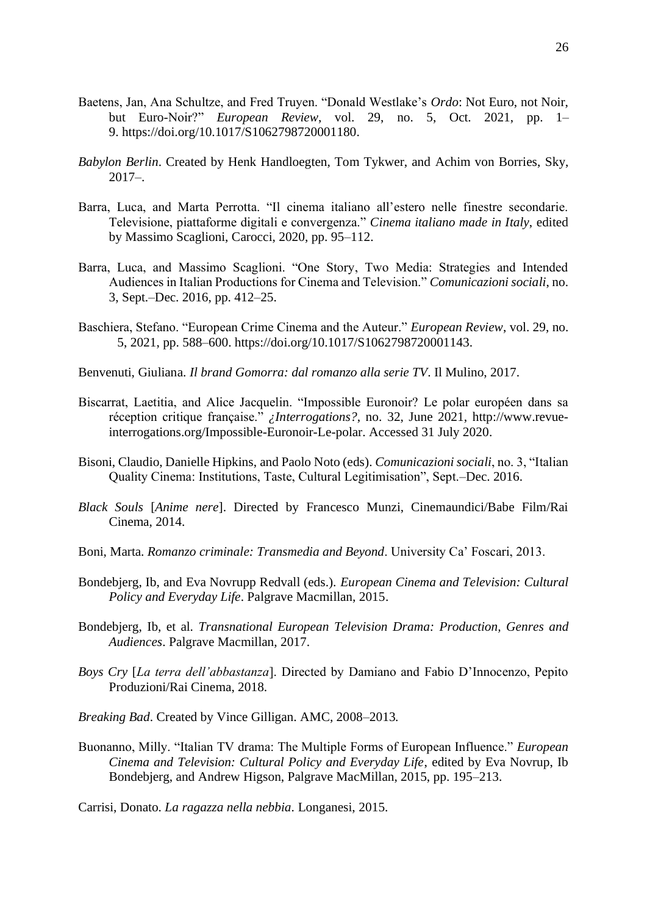Baetens, Jan, Ana Schultze, and Fred Truyen. "Donald Westlake's *Ordo*: Not Euro, not Noir, but Euro-Noir?" *European Review*, vol. 29, no. 5, Oct. 2021, pp. 1–9. https://doi.org/10.1017/S1062798720001180.

*Babylon Berlin*. Created by Henk Handloegten, Tom Tykwer, and Achim von Borries, Sky, 2017–.

Barra, Luca, and Marta Perrotta. "Il cinema italiano all'estero nelle finestre secondarie. Televisione, piattaforme digitali e convergenza." *Cinema italiano made in Italy*, edited by Massimo Scaglioni, Carocci, 2020, pp. 95–112.

Barra, Luca, and Massimo Scaglioni. "One Story, Two Media: Strategies and Intended Audiences in Italian Productions for Cinema and Television." *Comunicazioni sociali*, no. 3, Sept.–Dec. 2016, pp. 412–25.

Baschiera, Stefano. "European Crime Cinema and the Auteur." *European Review*, vol. 29, no. 5, 2021, pp. 588–600. https://doi.org/10.1017/S1062798720001143.

Benvenuti, Giuliana. *Il brand Gomorra: dal romanzo alla serie TV*. Il Mulino, 2017.

Biscarrat, Laetitia, and Alice Jacquelin. "Impossible Euronoir? Le polar européen dans sa réception critique française." *¿Interrogations?*, no. 32, June 2021, http://www.revue-interrogations.org/Impossible-Euronoir-Le-polar. Accessed 31 July 2020.

Bisoni, Claudio, Danielle Hipkins, and Paolo Noto (eds). *Comunicazioni sociali*, no. 3, "Italian Quality Cinema: Institutions, Taste, Cultural Legitimisation", Sept.–Dec. 2016.

*Black Souls* [*Anime nere*]. Directed by Francesco Munzi, Cinemaundici/Babe Film/Rai Cinema, 2014.

Boni, Marta. *Romanzo criminale: Transmedia and Beyond*. University Ca' Foscari, 2013.

Bondebjerg, Ib, and Eva Novrupp Redvall (eds.). *European Cinema and Television: Cultural Policy and Everyday Life*. Palgrave Macmillan, 2015.

Bondebjerg, Ib, et al. *Transnational European Television Drama: Production, Genres and Audiences*. Palgrave Macmillan, 2017.

*Boys Cry* [*La terra dell'abbastanza*]. Directed by Damiano and Fabio D'Innocenzo, Pepito Produzioni/Rai Cinema, 2018.

*Breaking Bad*. Created by Vince Gilligan. AMC, 2008–2013.

Buonanno, Milly. "Italian TV drama: The Multiple Forms of European Influence." *European Cinema and Television: Cultural Policy and Everyday Life*, edited by Eva Novrup, Ib Bondebjerg, and Andrew Higson, Palgrave MacMillan, 2015, pp. 195–213.

Carrisi, Donato. *La ragazza nella nebbia*. Longanesi, 2015.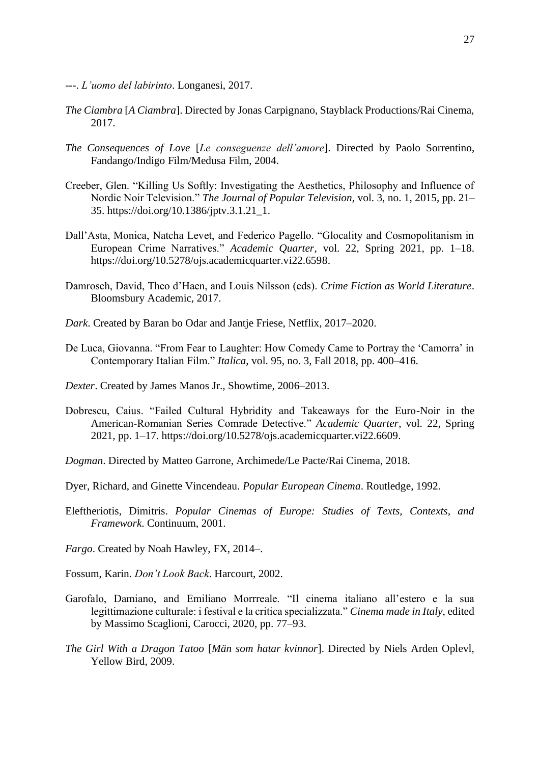---. *L'uomo del labirinto*. Longanesi, 2017.

*The Ciambra* [*A Ciambra*]. Directed by Jonas Carpignano, Stayblack Productions/Rai Cinema, 2017.

*The Consequences of Love* [*Le conseguenze dell'amore*]. Directed by Paolo Sorrentino, Fandango/Indigo Film/Medusa Film, 2004.

Creeber, Glen. "Killing Us Softly: Investigating the Aesthetics, Philosophy and Influence of Nordic Noir Television." *The Journal of Popular Television*, vol. 3, no. 1, 2015, pp. 21–35. https://doi.org/10.1386/jptv.3.1.21_1.

Dall'Asta, Monica, Natcha Levet, and Federico Pagello. "Glocality and Cosmopolitanism in European Crime Narratives." *Academic Quarter*, vol. 22, Spring 2021, pp. 1–18. https://doi.org/10.5278/ojs.academicquarter.vi22.6598.

Damrosch, David, Theo d'Haen, and Louis Nilsson (eds). *Crime Fiction as World Literature*. Bloomsbury Academic, 2017.

*Dark*. Created by Baran bo Odar and Jantje Friese, Netflix, 2017–2020.

De Luca, Giovanna. "From Fear to Laughter: How Comedy Came to Portray the 'Camorra' in Contemporary Italian Film." *Italica*, vol. 95, no. 3, Fall 2018, pp. 400–416.

*Dexter*. Created by James Manos Jr., Showtime, 2006–2013.

Dobrescu, Caius. "Failed Cultural Hybridity and Takeaways for the Euro-Noir in the American-Romanian Series Comrade Detective." *Academic Quarter*, vol. 22, Spring 2021, pp. 1–17. https://doi.org/10.5278/ojs.academicquarter.vi22.6609.

*Dogman*. Directed by Matteo Garrone, Archimede/Le Pacte/Rai Cinema, 2018.

Dyer, Richard, and Ginette Vincendeau. *Popular European Cinema*. Routledge, 1992.

Eleftheriotis, Dimitris. *Popular Cinemas of Europe: Studies of Texts, Contexts, and Framework*. Continuum, 2001.

*Fargo*. Created by Noah Hawley, FX, 2014–.

Fossum, Karin. *Don't Look Back*. Harcourt, 2002.

Garofalo, Damiano, and Emiliano Morrreale. "Il cinema italiano all'estero e la sua legittimazione culturale: i festival e la critica specializzata." *Cinema made in Italy*, edited by Massimo Scaglioni, Carocci, 2020, pp. 77–93.

*The Girl With a Dragon Tatoo* [*Män som hatar kvinnor*]. Directed by Niels Arden Oplevl, Yellow Bird, 2009.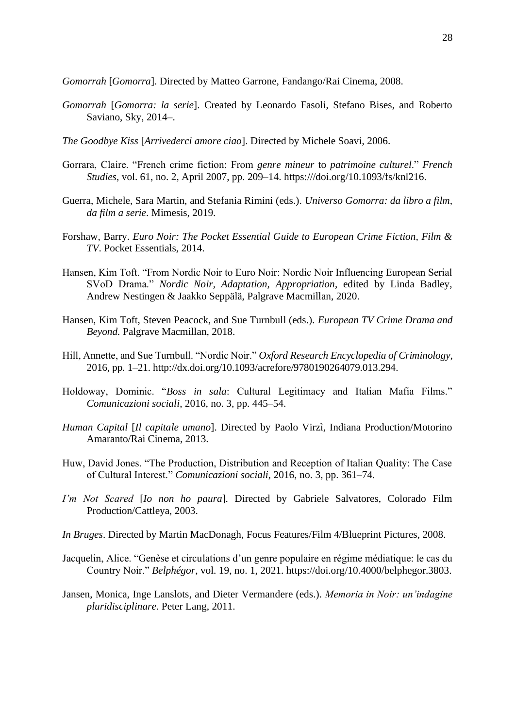*Gomorrah* [*Gomorra*]. Directed by Matteo Garrone, Fandango/Rai Cinema, 2008.

*Gomorrah* [*Gomorra: la serie*]. Created by Leonardo Fasoli, Stefano Bises, and Roberto Saviano, Sky, 2014–.

*The Goodbye Kiss* [*Arrivederci amore ciao*]. Directed by Michele Soavi, 2006.

Gorrara, Claire. "French crime fiction: From *genre mineur* to *patrimoine culturel*." *French Studies*, vol. 61, no. 2, April 2007, pp. 209–14. https:///doi.org/10.1093/fs/knl216.

Guerra, Michele, Sara Martin, and Stefania Rimini (eds.). *Universo Gomorra: da libro a film, da film a serie*. Mimesis, 2019.

Forshaw, Barry. *Euro Noir: The Pocket Essential Guide to European Crime Fiction, Film & TV*. Pocket Essentials, 2014.

Hansen, Kim Toft. "From Nordic Noir to Euro Noir: Nordic Noir Influencing European Serial SVoD Drama." *Nordic Noir, Adaptation, Appropriation*, edited by Linda Badley, Andrew Nestingen & Jaakko Seppälä, Palgrave Macmillan, 2020.

Hansen, Kim Toft, Steven Peacock, and Sue Turnbull (eds.). *European TV Crime Drama and Beyond.* Palgrave Macmillan, 2018.

Hill, Annette, and Sue Turnbull. "Nordic Noir." *Oxford Research Encyclopedia of Criminology*, 2016, pp. 1–21. http://dx.doi.org/10.1093/acrefore/9780190264079.013.294.

Holdoway, Dominic. "*Boss in sala*: Cultural Legitimacy and Italian Mafia Films." *Comunicazioni sociali*, 2016, no. 3, pp. 445–54.

*Human Capital* [*Il capitale umano*]. Directed by Paolo Virzì, Indiana Production/Motorino Amaranto/Rai Cinema, 2013.

Huw, David Jones. "The Production, Distribution and Reception of Italian Quality: The Case of Cultural Interest." *Comunicazioni sociali*, 2016, no. 3, pp. 361–74.

*I'm Not Scared* [*Io non ho paura*]. Directed by Gabriele Salvatores, Colorado Film Production/Cattleya, 2003.

*In Bruges*. Directed by Martin MacDonagh, Focus Features/Film 4/Blueprint Pictures, 2008.

Jacquelin, Alice. "Genèse et circulations d'un genre populaire en régime médiatique: le cas du Country Noir." *Belphégor*, vol. 19, no. 1, 2021. https://doi.org/10.4000/belphegor.3803.

Jansen, Monica, Inge Lanslots, and Dieter Vermandere (eds.). *Memoria in Noir: un'indagine pluridisciplinare*. Peter Lang, 2011.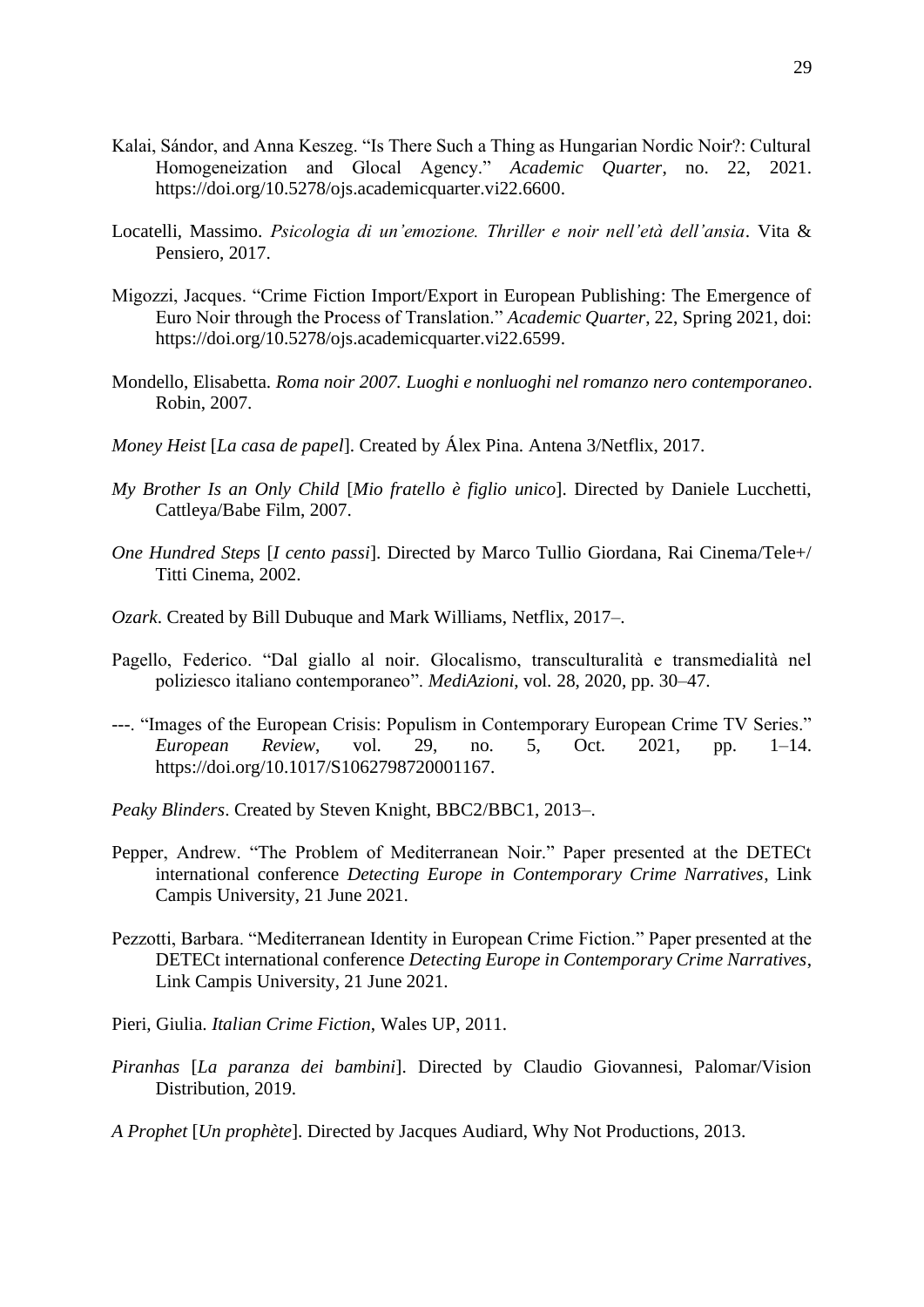Kalai, Sándor, and Anna Keszeg. "Is There Such a Thing as Hungarian Nordic Noir?: Cultural Homogeneization and Glocal Agency." *Academic Quarter*, no. 22, 2021. https://doi.org/10.5278/ojs.academicquarter.vi22.6600.

Locatelli, Massimo. *Psicologia di un'emozione. Thriller e noir nell'età dell'ansia*. Vita & Pensiero, 2017.

Migozzi, Jacques. "Crime Fiction Import/Export in European Publishing: The Emergence of Euro Noir through the Process of Translation." *Academic Quarter*, 22, Spring 2021, doi: https://doi.org/10.5278/ojs.academicquarter.vi22.6599.

Mondello, Elisabetta. *Roma noir 2007. Luoghi e nonluoghi nel romanzo nero contemporaneo*. Robin, 2007.

*Money Heist* [*La casa de papel*]. Created by Álex Pina. Antena 3/Netflix, 2017.

*My Brother Is an Only Child* [*Mio fratello è figlio unico*]. Directed by Daniele Lucchetti, Cattleya/Babe Film, 2007.

*One Hundred Steps* [*I cento passi*]. Directed by Marco Tullio Giordana, Rai Cinema/Tele+/ Titti Cinema, 2002.

*Ozark*. Created by Bill Dubuque and Mark Williams, Netflix, 2017–.

Pagello, Federico. "Dal giallo al noir. Glocalismo, transculturalità e transmedialità nel poliziesco italiano contemporaneo". *MediAzioni*, vol. 28, 2020, pp. 30–47.

---. "Images of the European Crisis: Populism in Contemporary European Crime TV Series." *European Review*, vol. 29, no. 5, Oct. 2021, pp. 1–14. https://doi.org/10.1017/S1062798720001167.

*Peaky Blinders*. Created by Steven Knight, BBC2/BBC1, 2013–.

Pepper, Andrew. "The Problem of Mediterranean Noir." Paper presented at the DETECt international conference *Detecting Europe in Contemporary Crime Narratives*, Link Campis University, 21 June 2021.

Pezzotti, Barbara. "Mediterranean Identity in European Crime Fiction." Paper presented at the DETECt international conference *Detecting Europe in Contemporary Crime Narratives*, Link Campis University, 21 June 2021.

Pieri, Giulia. *Italian Crime Fiction*, Wales UP, 2011.

*Piranhas* [*La paranza dei bambini*]. Directed by Claudio Giovannesi, Palomar/Vision Distribution, 2019.

*A Prophet* [*Un prophète*]. Directed by Jacques Audiard, Why Not Productions, 2013.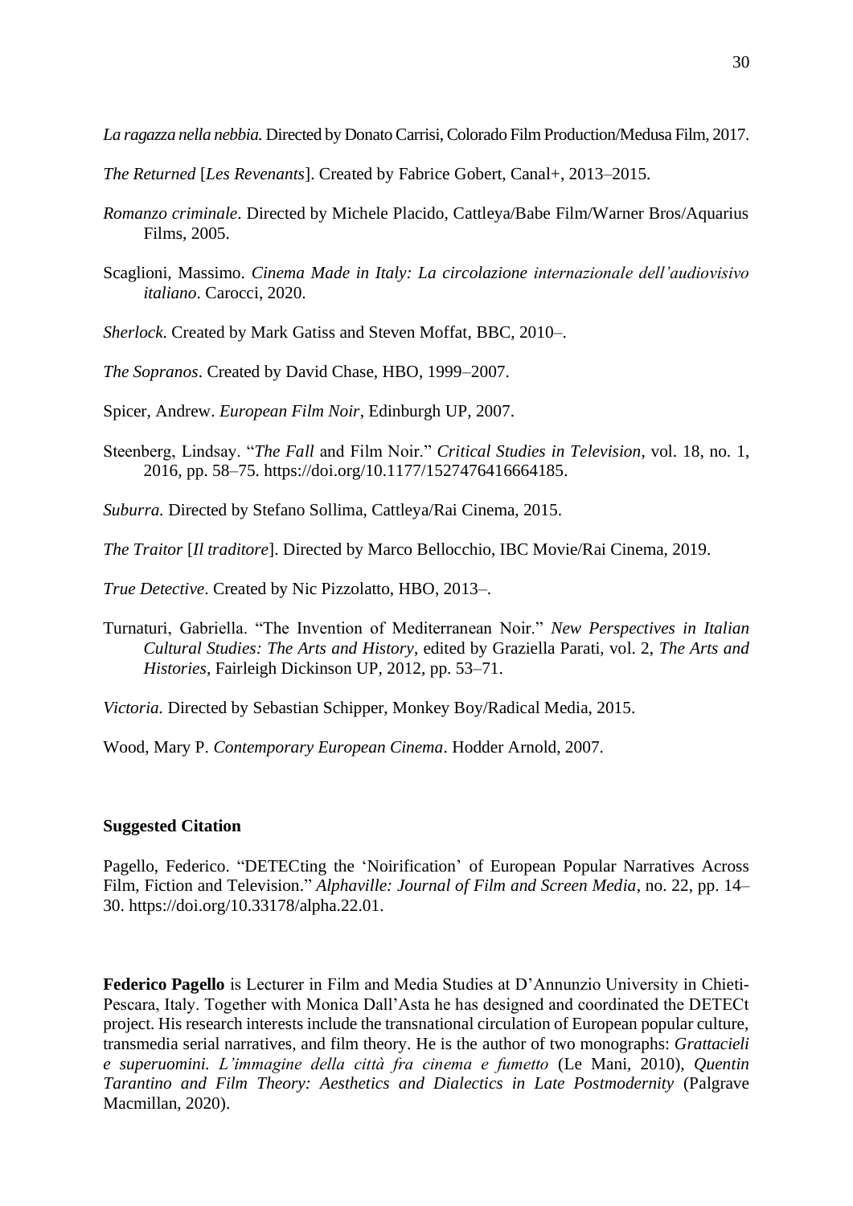*La ragazza nella nebbia.* Directed by Donato Carrisi, Colorado Film Production/Medusa Film, 2017.

*The Returned* [*Les Revenants*]. Created by Fabrice Gobert, Canal+, 2013–2015.

*Romanzo criminale*. Directed by Michele Placido, Cattleya/Babe Film/Warner Bros/Aquarius Films, 2005.

Scaglioni, Massimo. *Cinema Made in Italy: La circolazione internazionale dell'audiovisivo italiano*. Carocci, 2020.

*Sherlock*. Created by Mark Gatiss and Steven Moffat, BBC, 2010–.

*The Sopranos*. Created by David Chase, HBO, 1999–2007.

Spicer, Andrew. *European Film Noir*, Edinburgh UP, 2007.

Steenberg, Lindsay. "*The Fall* and Film Noir." *Critical Studies in Television*, vol. 18, no. 1, 2016, pp. 58–75. https://doi.org/10.1177/1527476416664185.

*Suburra.* Directed by Stefano Sollima, Cattleya/Rai Cinema, 2015.

*The Traitor* [*Il traditore*]. Directed by Marco Bellocchio, IBC Movie/Rai Cinema, 2019.

*True Detective*. Created by Nic Pizzolatto, HBO, 2013–.

Turnaturi, Gabriella. "The Invention of Mediterranean Noir." *New Perspectives in Italian Cultural Studies: The Arts and History*, edited by Graziella Parati, vol. 2, *The Arts and Histories*, Fairleigh Dickinson UP, 2012, pp. 53–71.

*Victoria.* Directed by Sebastian Schipper, Monkey Boy/Radical Media, 2015.

Wood, Mary P. *Contemporary European Cinema*. Hodder Arnold, 2007.

**Suggested Citation**

Pagello, Federico. "DETECting the 'Noirification' of European Popular Narratives Across Film, Fiction and Television." *Alphaville: Journal of Film and Screen Media*, no. 22, pp. 14–30. https://doi.org/10.33178/alpha.22.01.

**Federico Pagello** is Lecturer in Film and Media Studies at D'Annunzio University in Chieti-Pescara, Italy. Together with Monica Dall'Asta he has designed and coordinated the DETECt project. His research interests include the transnational circulation of European popular culture, transmedia serial narratives, and film theory. He is the author of two monographs: *Grattacieli e superuomini. L'immagine della città fra cinema e fumetto* (Le Mani, 2010), *Quentin Tarantino and Film Theory: Aesthetics and Dialectics in Late Postmodernity* (Palgrave Macmillan, 2020).